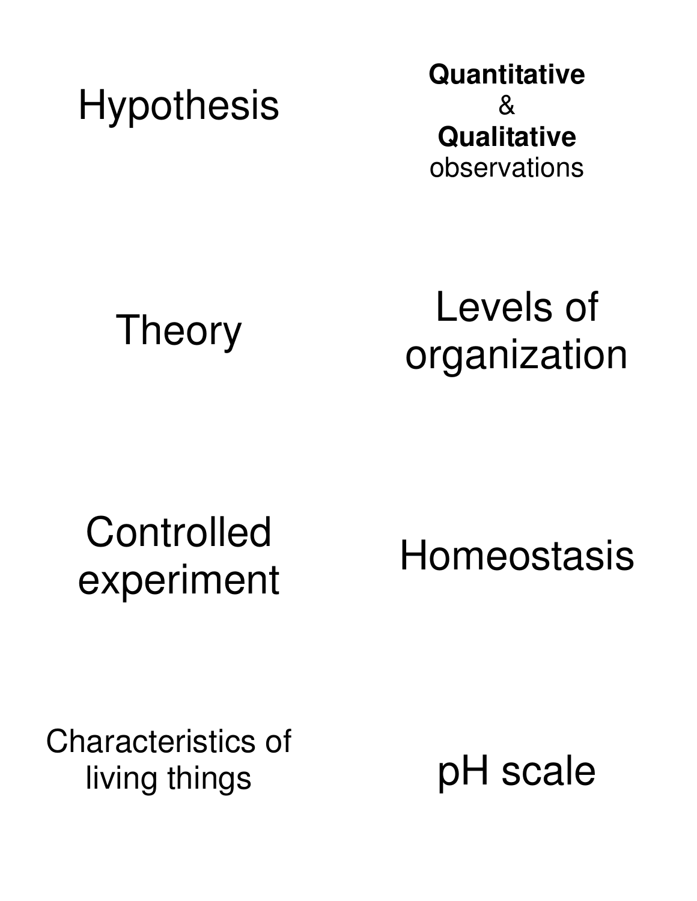Hypothesis

**Quantitative**
&
**Qualitative**
observations

Theory

Levels of organization

Controlled experiment

Homeostasis

Characteristics of living things

pH scale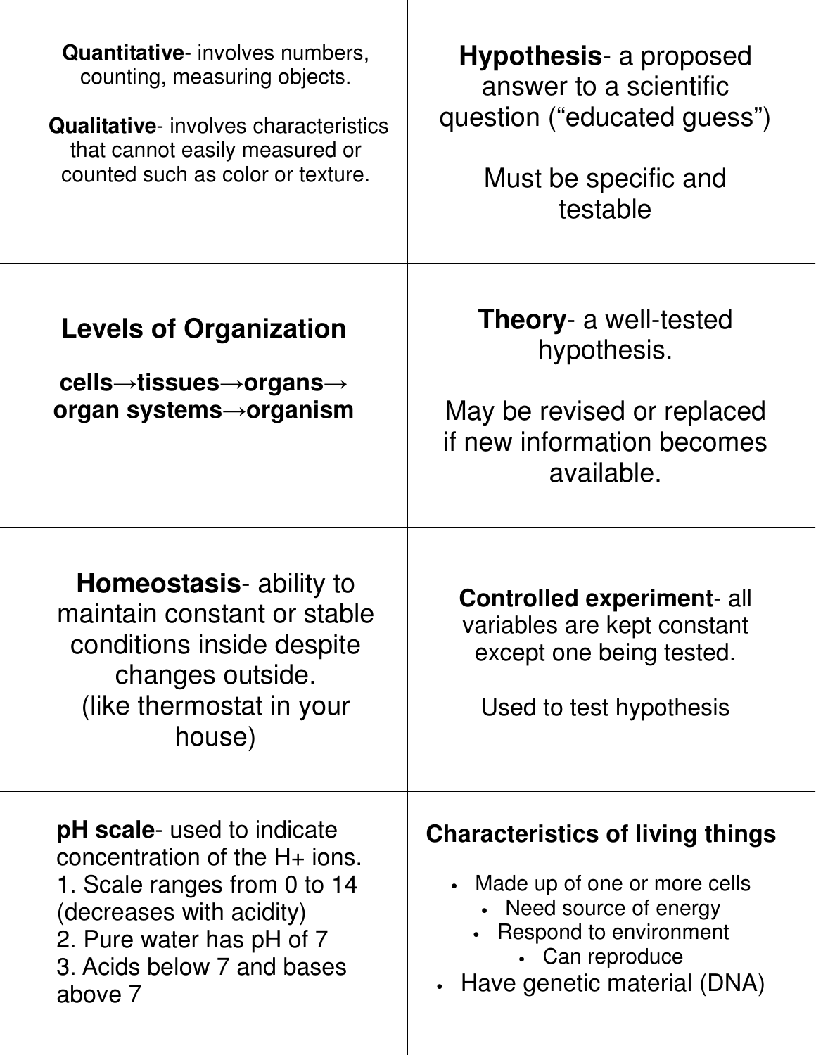**Quantitative**- involves numbers, counting, measuring objects.

**Qualitative**- involves characteristics that cannot easily measured or counted such as color or texture.

**Hypothesis**- a proposed answer to a scientific question ("educated guess")

Must be specific and testable

**Levels of Organization**

**cells→tissues→organs→ organ systems→organism**

**Theory**- a well-tested hypothesis.

May be revised or replaced if new information becomes available.

**Homeostasis**- ability to maintain constant or stable conditions inside despite changes outside. (like thermostat in your house)

**Controlled experiment**- all variables are kept constant except one being tested.

Used to test hypothesis

**pH scale**- used to indicate concentration of the H+ ions.
1. Scale ranges from 0 to 14 (decreases with acidity)
2. Pure water has pH of 7
3. Acids below 7 and bases above 7

**Characteristics of living things**

- Made up of one or more cells
- Need source of energy
- Respond to environment
- Can reproduce
- Have genetic material (DNA)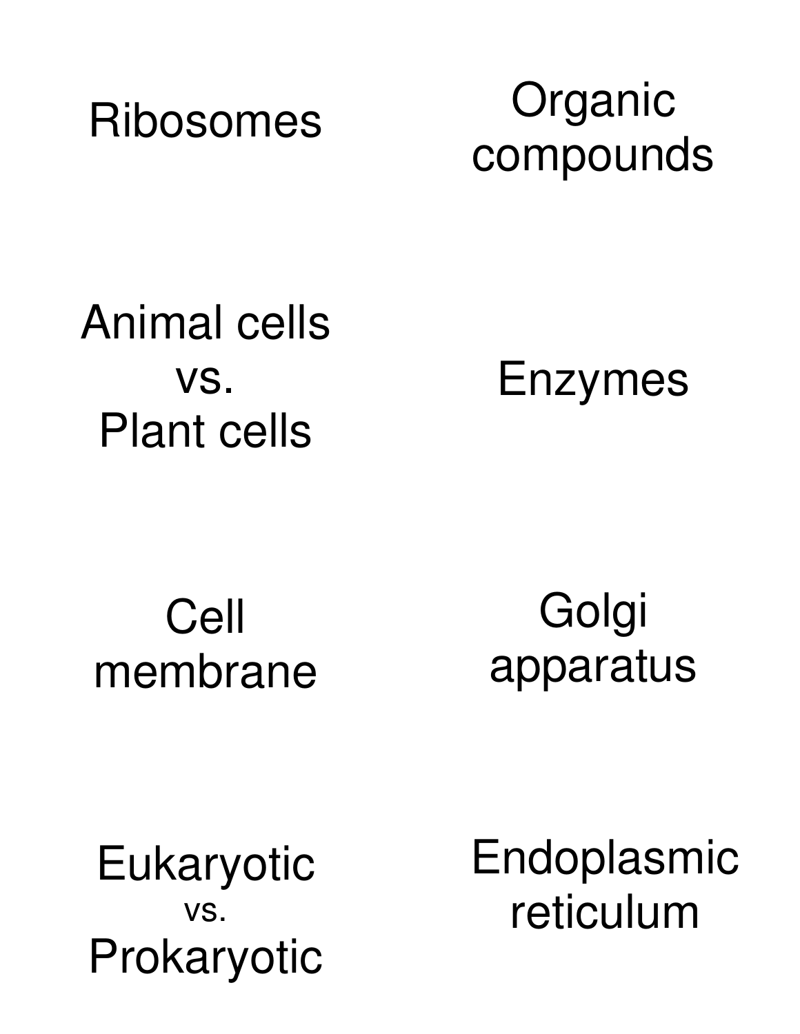Ribosomes

Organic compounds

Animal cells vs. Plant cells

Enzymes

Cell membrane

Golgi apparatus

Eukaryotic vs. Prokaryotic

Endoplasmic reticulum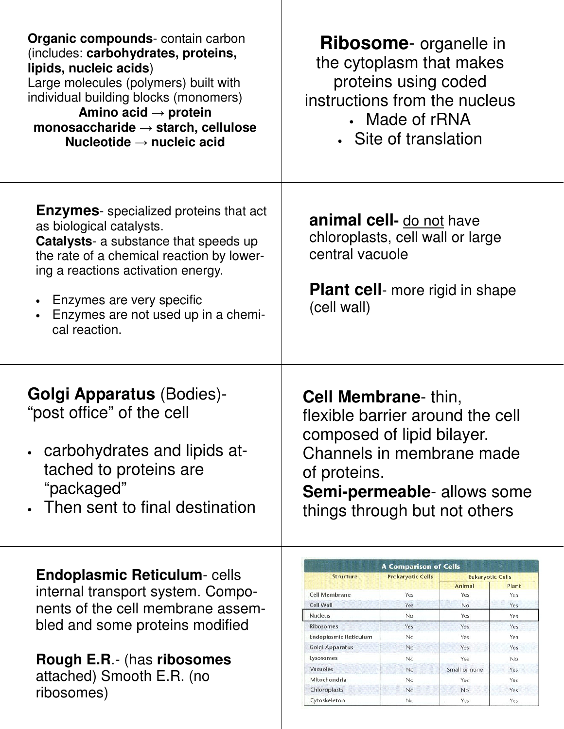**Organic compounds**- contain carbon (includes: **carbohydrates, proteins, lipids, nucleic acids**)
Large molecules (polymers) built with individual building blocks (monomers)

**Amino acid → protein**
**monosaccharide → starch, cellulose**
**Nucleotide → nucleic acid**

**Ribosome**- organelle in the cytoplasm that makes proteins using coded instructions from the nucleus

- Made of rRNA
- Site of translation

**Enzymes**- specialized proteins that act as biological catalysts.
**Catalysts**- a substance that speeds up the rate of a chemical reaction by lowering a reactions activation energy.

- Enzymes are very specific
- Enzymes are not used up in a chemical reaction.

**animal cell-** do not have chloroplasts, cell wall or large central vacuole

**Plant cell**- more rigid in shape (cell wall)

**Golgi Apparatus** (Bodies)- "post office" of the cell

- carbohydrates and lipids attached to proteins are "packaged"
- Then sent to final destination

**Cell Membrane**- thin, flexible barrier around the cell composed of lipid bilayer. Channels in membrane made of proteins.
**Semi-permeable**- allows some things through but not others

**Endoplasmic Reticulum**- cells internal transport system. Components of the cell membrane assembled and some proteins modified

**Rough E.R.**- (has **ribosomes** attached) Smooth E.R. (no ribosomes)

**A Comparison of Cells**

| Structure | Prokaryotic Cells | Eukaryotic Cells | |
|---|---|---|---|
| | | Animal | Plant |
| Cell Membrane | Yes | Yes | Yes |
| Cell Wall | Yes | No | Yes |
| Nucleus | No | Yes | Yes |
| Ribosomes | Yes | Yes | Yes |
| Endoplasmic Reticulum | No | Yes | Yes |
| Golgi Apparatus | No | Yes | Yes |
| Lysosomes | No | Yes | No |
| Vacuoles | No | Small or none | Yes |
| Mitochondria | No | Yes | Yes |
| Chloroplasts | No | No | Yes |
| Cytoskeleton | No | Yes | Yes |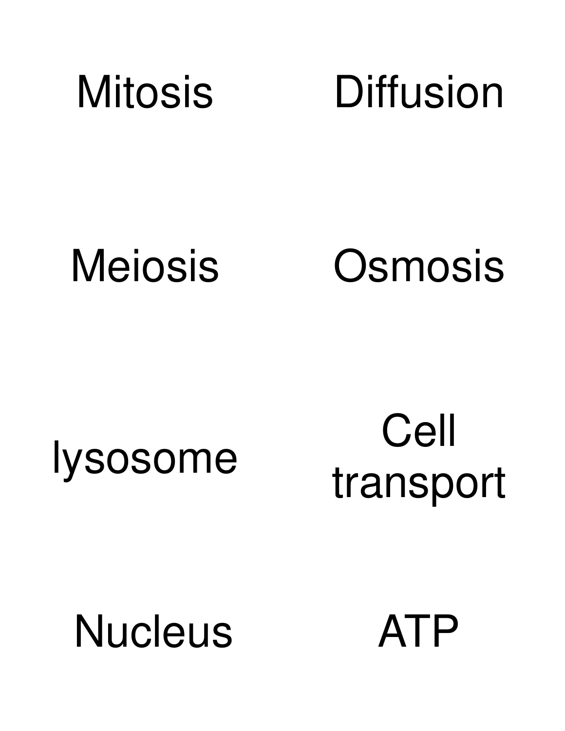Mitosis

Diffusion

Meiosis

Osmosis

lysosome

Cell transport

Nucleus

ATP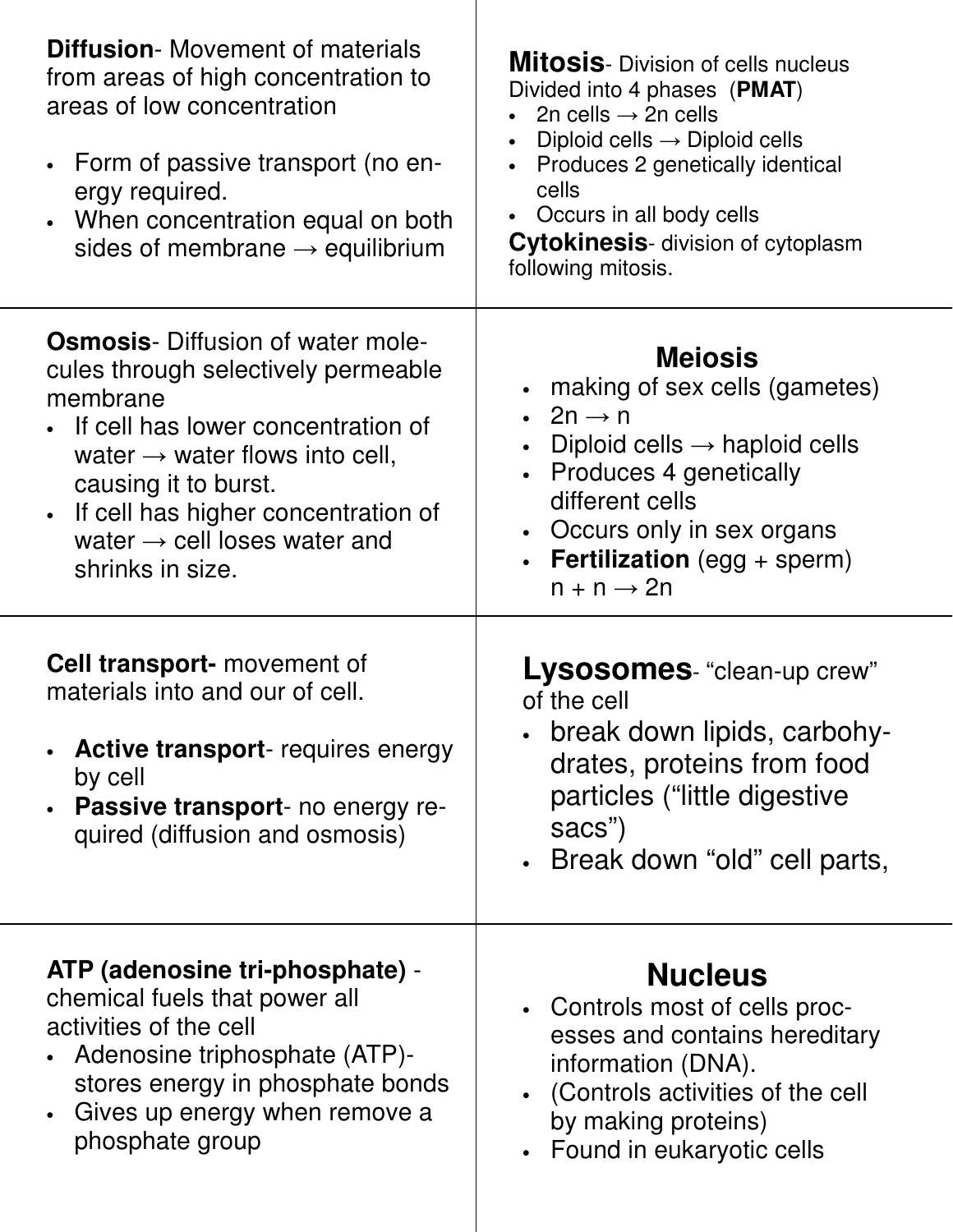**Diffusion**- Movement of materials from areas of high concentration to areas of low concentration

- Form of passive transport (no energy required.
- When concentration equal on both sides of membrane → equilibrium

**Mitosis**- Division of cells nucleus
Divided into 4 phases (**PMAT**)

- 2n cells → 2n cells
- Diploid cells → Diploid cells
- Produces 2 genetically identical cells
- Occurs in all body cells

**Cytokinesis**- division of cytoplasm following mitosis.

**Osmosis**- Diffusion of water molecules through selectively permeable membrane

- If cell has lower concentration of water → water flows into cell, causing it to burst.
- If cell has higher concentration of water → cell loses water and shrinks in size.

**Meiosis**

- making of sex cells (gametes)
- 2n → n
- Diploid cells → haploid cells
- Produces 4 genetically different cells
- Occurs only in sex organs
- **Fertilization** (egg + sperm) n + n → 2n

**Cell transport-** movement of materials into and our of cell.

- **Active transport**- requires energy by cell
- **Passive transport**- no energy required (diffusion and osmosis)

**Lysosomes**- "clean-up crew" of the cell

- break down lipids, carbohydrates, proteins from food particles ("little digestive sacs")
- Break down "old" cell parts,

**ATP (adenosine tri-phosphate)** - chemical fuels that power all activities of the cell

- Adenosine triphosphate (ATP)- stores energy in phosphate bonds
- Gives up energy when remove a phosphate group

**Nucleus**

- Controls most of cells processes and contains hereditary information (DNA).
- (Controls activities of the cell by making proteins)
- Found in eukaryotic cells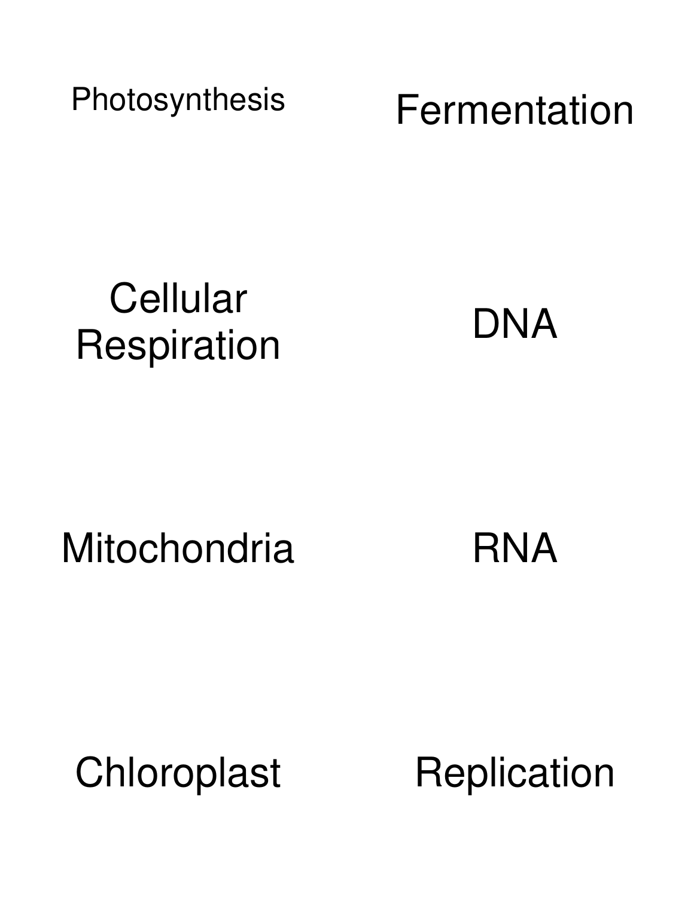Photosynthesis

Fermentation

Cellular Respiration

DNA

Mitochondria

RNA

Chloroplast

Replication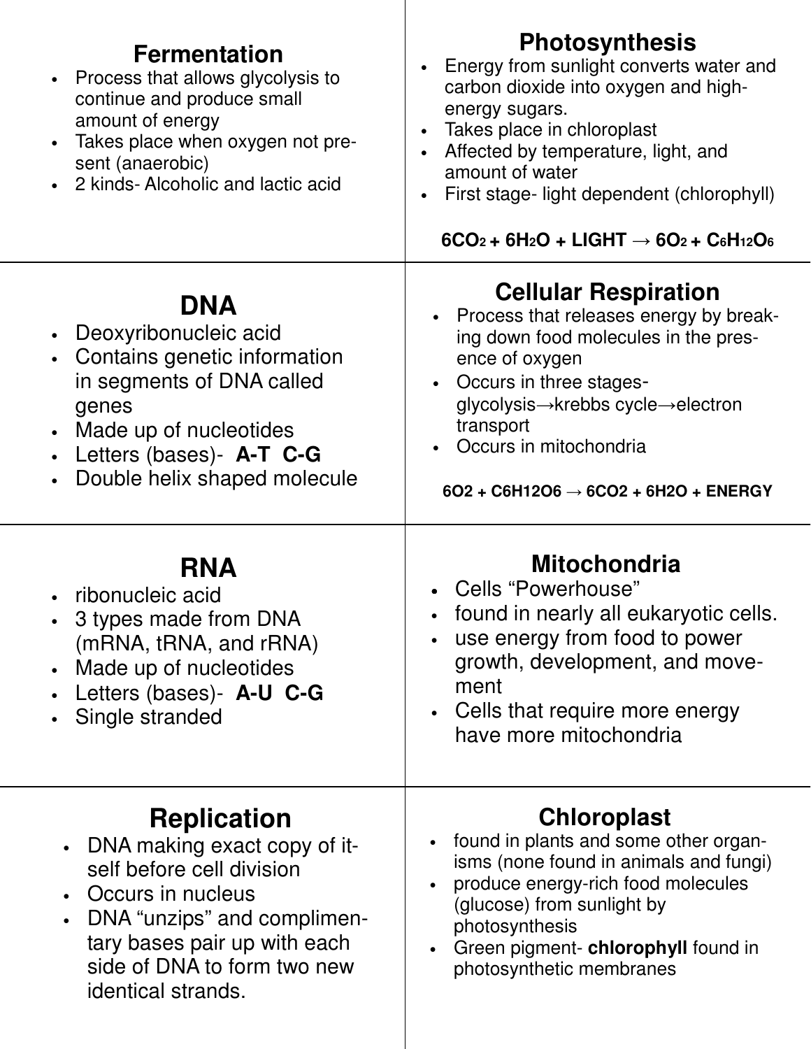## Fermentation

- Process that allows glycolysis to continue and produce small amount of energy
- Takes place when oxygen not present (anaerobic)
- 2 kinds- Alcoholic and lactic acid

## Photosynthesis

- Energy from sunlight converts water and carbon dioxide into oxygen and high-energy sugars.
- Takes place in chloroplast
- Affected by temperature, light, and amount of water
- First stage- light dependent (chlorophyll)

$$6CO_2 + 6H_2O + LIGHT \rightarrow 6O_2 + C_6H_{12}O_6$$

## DNA

- Deoxyribonucleic acid
- Contains genetic information in segments of DNA called genes
- Made up of nucleotides
- Letters (bases)- **A-T C-G**
- Double helix shaped molecule

## Cellular Respiration

- Process that releases energy by breaking down food molecules in the presence of oxygen
- Occurs in three stages- glycolysis→krebbs cycle→electron transport
- Occurs in mitochondria

$$6O_2 + C_6H_{12}O_6 \rightarrow 6CO_2 + 6H_2O + ENERGY$$

## RNA

- ribonucleic acid
- 3 types made from DNA (mRNA, tRNA, and rRNA)
- Made up of nucleotides
- Letters (bases)- **A-U C-G**
- Single stranded

## Mitochondria

- Cells "Powerhouse"
- found in nearly all eukaryotic cells.
- use energy from food to power growth, development, and movement
- Cells that require more energy have more mitochondria

## Replication

- DNA making exact copy of itself before cell division
- Occurs in nucleus
- DNA "unzips" and complimentary bases pair up with each side of DNA to form two new identical strands.

## Chloroplast

- found in plants and some other organisms (none found in animals and fungi)
- produce energy-rich food molecules (glucose) from sunlight by photosynthesis
- Green pigment- **chlorophyll** found in photosynthetic membranes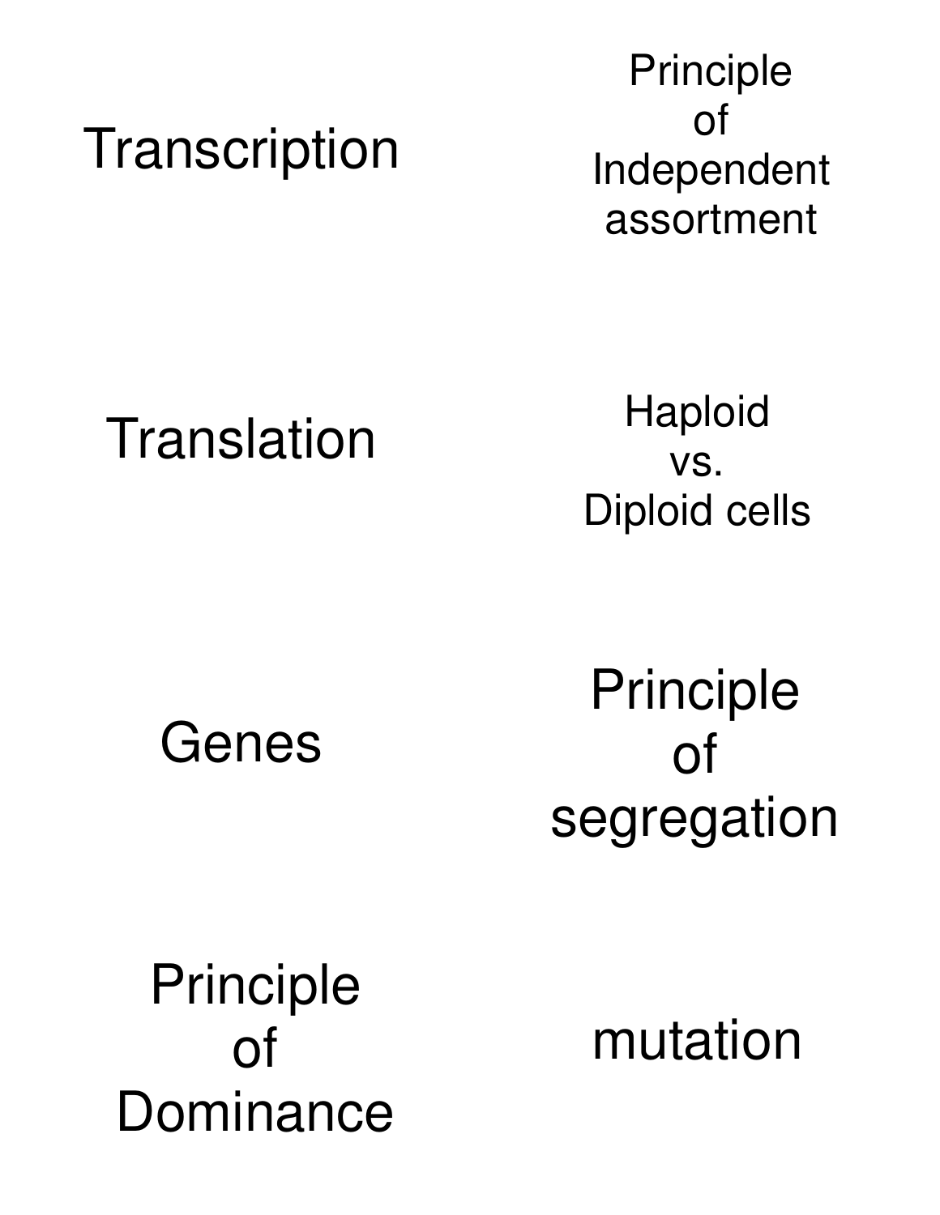Transcription

Principle of Independent assortment

Translation

Haploid vs. Diploid cells

Genes

Principle of segregation

Principle of Dominance

mutation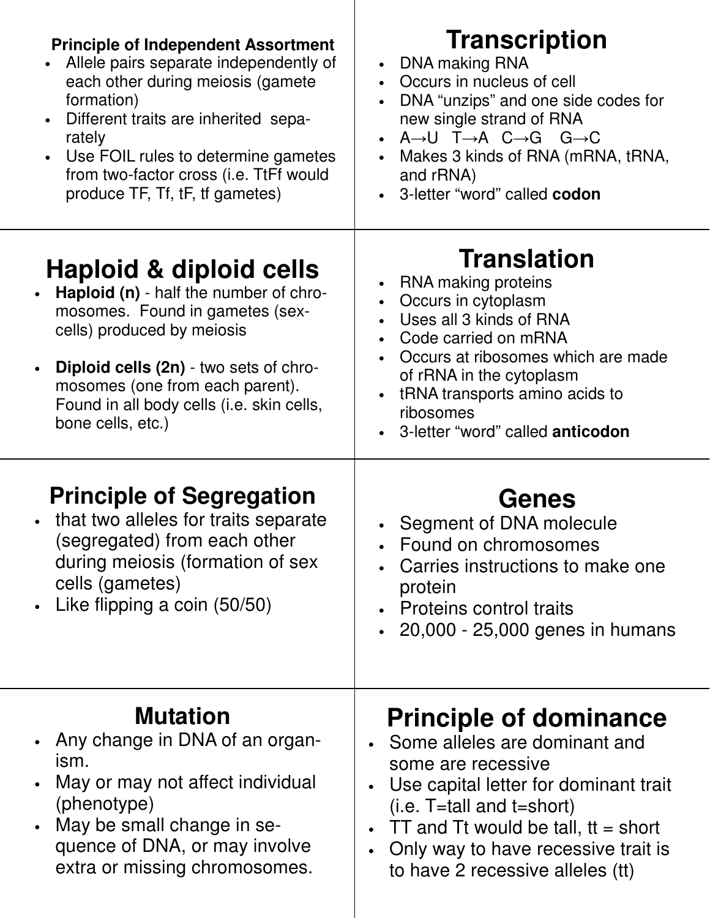## Principle of Independent Assortment

- Allele pairs separate independently of each other during meiosis (gamete formation)
- Different traits are inherited separately
- Use FOIL rules to determine gametes from two-factor cross (i.e. TtFf would produce TF, Tf, tF, tf gametes)

## Transcription

- DNA making RNA
- Occurs in nucleus of cell
- DNA "unzips" and one side codes for new single strand of RNA
- A→U T→A C→G G→C
- Makes 3 kinds of RNA (mRNA, tRNA, and rRNA)
- 3-letter "word" called **codon**

## Haploid & diploid cells

- **Haploid (n)** - half the number of chromosomes. Found in gametes (sex-cells) produced by meiosis
- **Diploid cells (2n)** - two sets of chromosomes (one from each parent). Found in all body cells (i.e. skin cells, bone cells, etc.)

## Translation

- RNA making proteins
- Occurs in cytoplasm
- Uses all 3 kinds of RNA
- Code carried on mRNA
- Occurs at ribosomes which are made of rRNA in the cytoplasm
- tRNA transports amino acids to ribosomes
- 3-letter "word" called **anticodon**

## Principle of Segregation

- that two alleles for traits separate (segregated) from each other during meiosis (formation of sex cells (gametes)
- Like flipping a coin (50/50)

## Genes

- Segment of DNA molecule
- Found on chromosomes
- Carries instructions to make one protein
- Proteins control traits
- 20,000 - 25,000 genes in humans

## Mutation

- Any change in DNA of an organism.
- May or may not affect individual (phenotype)
- May be small change in sequence of DNA, or may involve extra or missing chromosomes.

## Principle of dominance

- Some alleles are dominant and some are recessive
- Use capital letter for dominant trait (i.e. T=tall and t=short)
- TT and Tt would be tall, tt = short
- Only way to have recessive trait is to have 2 recessive alleles (tt)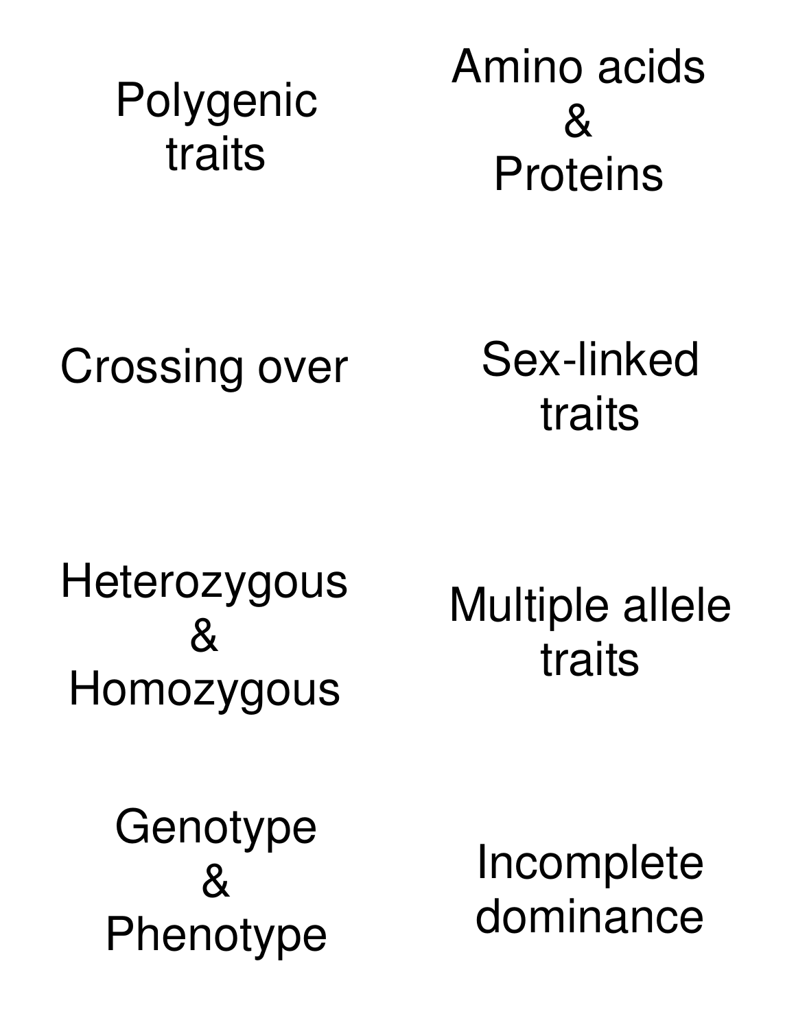Polygenic traits

Amino acids
&
Proteins

Crossing over

Sex-linked traits

Heterozygous
&
Homozygous

Multiple allele traits

Genotype
&
Phenotype

Incomplete dominance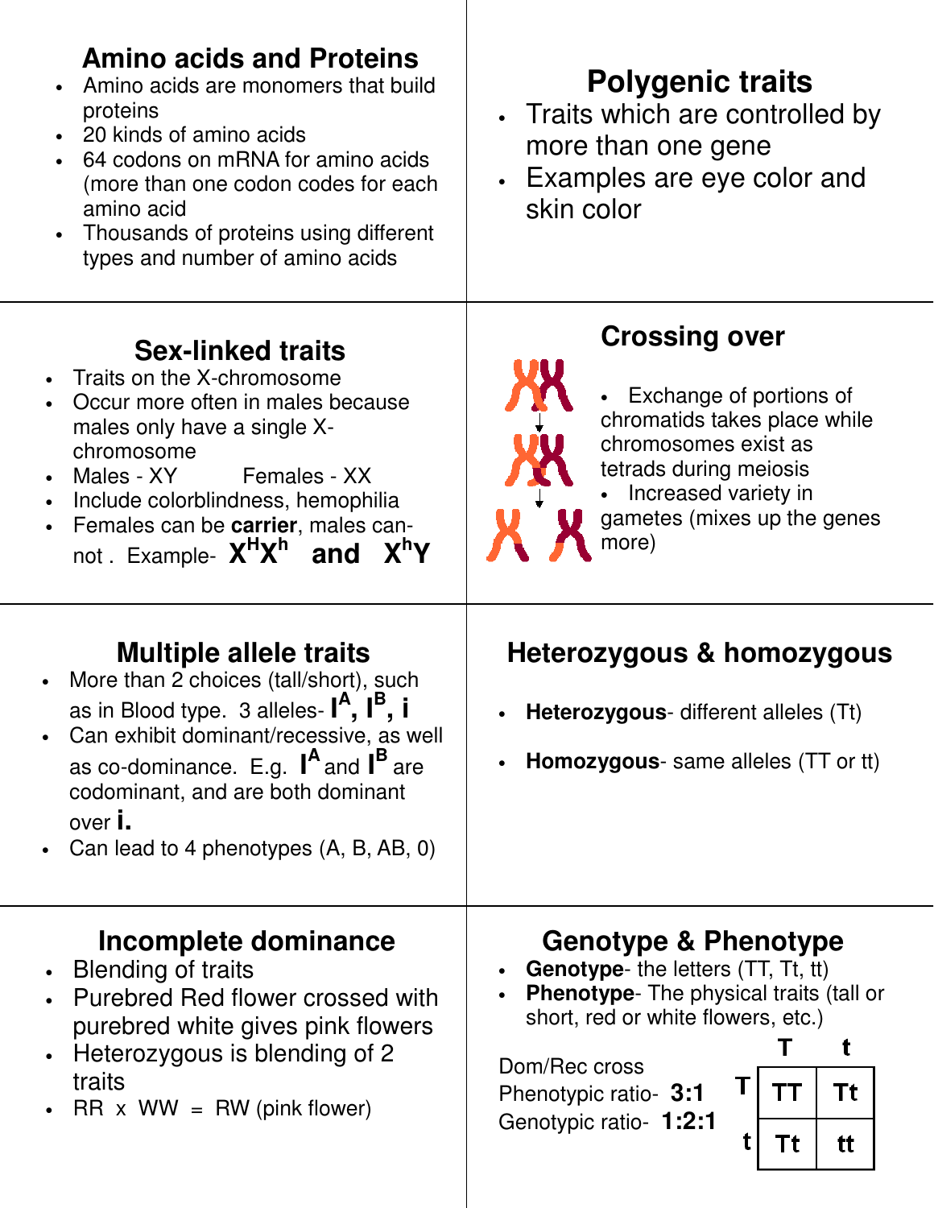## Amino acids and Proteins

- Amino acids are monomers that build proteins
- 20 kinds of amino acids
- 64 codons on mRNA for amino acids (more than one codon codes for each amino acid
- Thousands of proteins using different types and number of amino acids

## Polygenic traits

- Traits which are controlled by more than one gene
- Examples are eye color and skin color

## Sex-linked traits

- Traits on the X-chromosome
- Occur more often in males because males only have a single X-chromosome
- Males - XY    Females - XX
- Include colorblindness, hemophilia
- Females can be **carrier**, males can-not . Example- $X^HX^h$ and $X^hY$

## Crossing over

- Exchange of portions of chromatids takes place while chromosomes exist as tetrads during meiosis
- Increased variety in gametes (mixes up the genes more)

## Multiple allele traits

- More than 2 choices (tall/short), such as in Blood type. 3 alleles- $I^A$, $I^B$, $i$
- Can exhibit dominant/recessive, as well as co-dominance. E.g. $I^A$ and $I^B$ are codominant, and are both dominant over $i$.
- Can lead to 4 phenotypes (A, B, AB, 0)

## Heterozygous & homozygous

- **Heterozygous**- different alleles (Tt)
- **Homozygous**- same alleles (TT or tt)

## Incomplete dominance

- Blending of traits
- Purebred Red flower crossed with purebred white gives pink flowers
- Heterozygous is blending of 2 traits
- RR x WW = RW (pink flower)

## Genotype & Phenotype

- **Genotype**- the letters (TT, Tt, tt)
- **Phenotype**- The physical traits (tall or short, red or white flowers, etc.)

Dom/Rec cross
Phenotypic ratio- **3:1**
Genotypic ratio- **1:2:1**

| | T | t |
|---|---|---|
| **T** | TT | Tt |
| **t** | Tt | tt |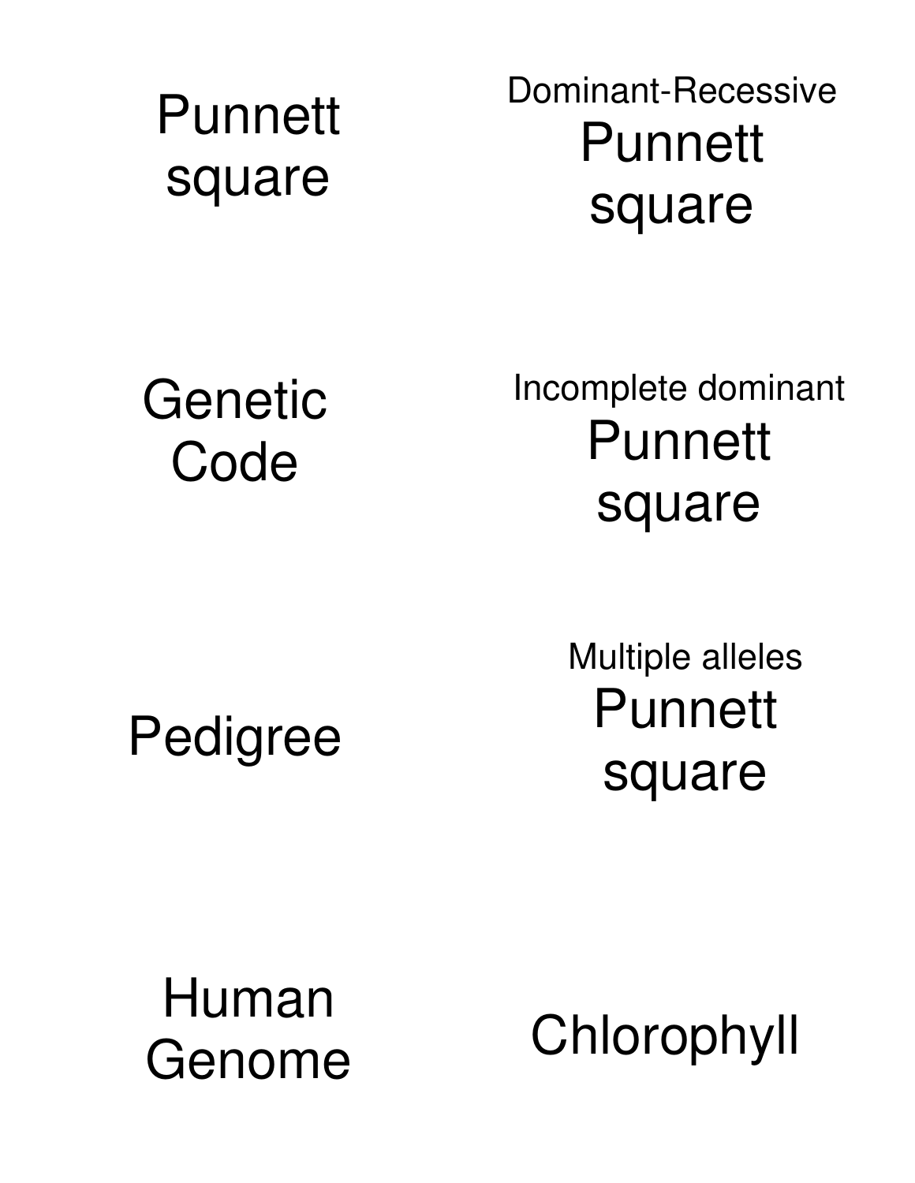Punnett square

Dominant-Recessive
Punnett square

Genetic Code

Incomplete dominant
Punnett square

Pedigree

Multiple alleles
Punnett square

Human Genome

Chlorophyll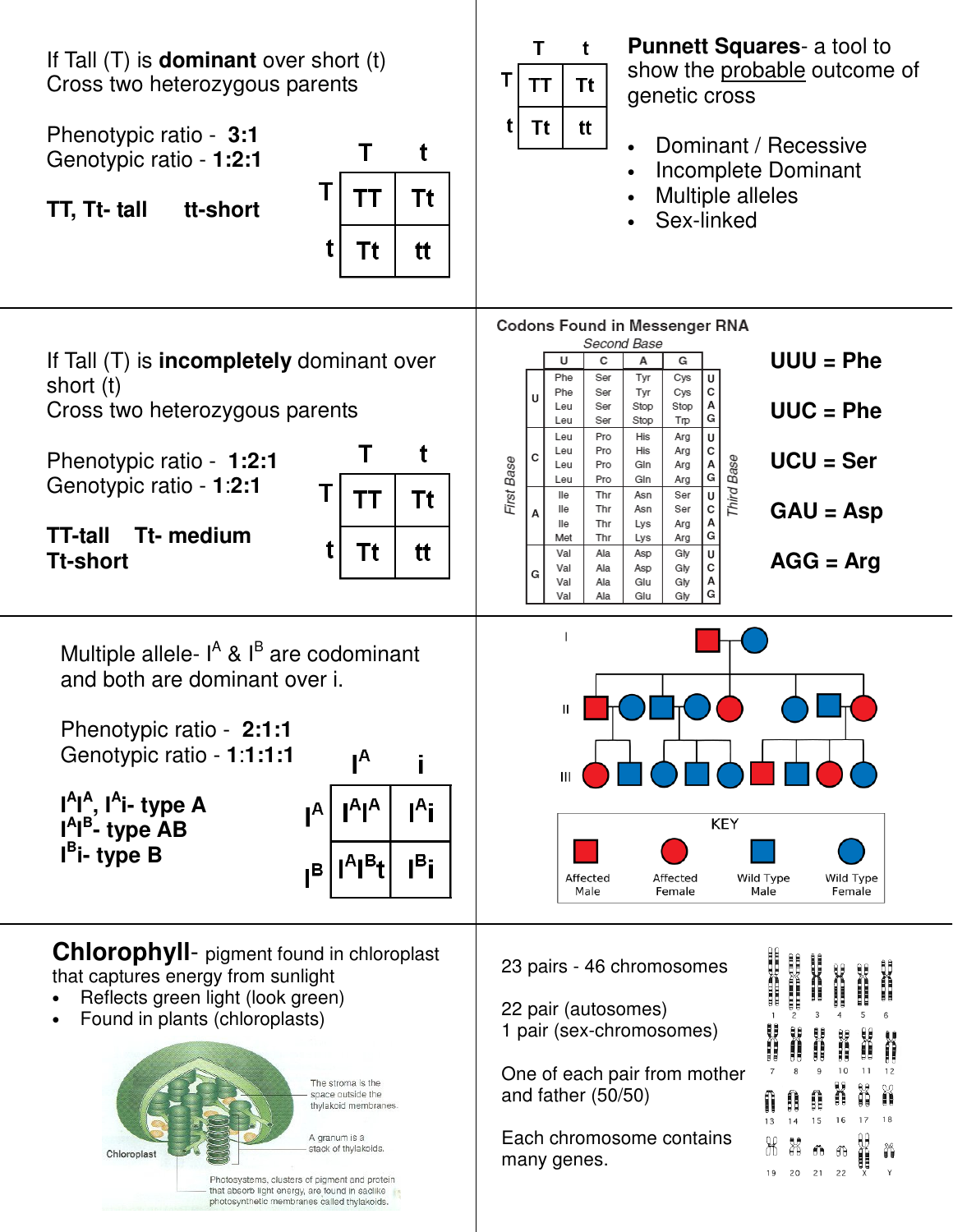If Tall (T) is **dominant** over short (t)
Cross two heterozygous parents

Phenotypic ratio - **3:1**
Genotypic ratio - **1:2:1**

**TT, Tt- tall** **tt-short**

| | T | t |
|---|---|---|
| T | TT | Tt |
| t | Tt | tt |

| | T | t |
|---|---|---|
| T | TT | Tt |
| t | Tt | tt |

**Punnett Squares**- a tool to show the probable outcome of genetic cross

- Dominant / Recessive
- Incomplete Dominant
- Multiple alleles
- Sex-linked

If Tall (T) is **incompletely** dominant over short (t)
Cross two heterozygous parents

Phenotypic ratio - **1:2:1**
Genotypic ratio - **1**:**2:1**

**TT-tall** **Tt- medium**
**Tt-short**

| | T | t |
|---|---|---|
| T | TT | Tt |
| t | Tt | tt |

**Codons Found in Messenger RNA**

| First Base | U | C | A | G | Third Base |
|---|---|---|---|---|---|
| U | Phe | Ser | Tyr | Cys | U |
| | Phe | Ser | Tyr | Cys | C |
| | Leu | Ser | Stop | Stop | A |
| | Leu | Ser | Stop | Trp | G |
| C | Leu | Pro | His | Arg | U |
| | Leu | Pro | His | Arg | C |
| | Leu | Pro | Gln | Arg | A |
| | Leu | Pro | Gln | Arg | G |
| A | Ile | Thr | Asn | Ser | U |
| | Ile | Thr | Asn | Ser | C |
| | Ile | Thr | Lys | Arg | A |
| | Met | Thr | Lys | Arg | G |
| G | Val | Ala | Asp | Gly | U |
| | Val | Ala | Asp | Gly | C |
| | Val | Ala | Glu | Gly | A |
| | Val | Ala | Glu | Gly | G |

Second Base

**UUU = Phe**

**UUC = Phe**

**UCU = Ser**

**GAU = Asp**

**AGG = Arg**

Multiple allele- $I^A$ & $I^B$ are codominant and both are dominant over i.

Phenotypic ratio - **2:1:1**
Genotypic ratio - **1:1:1:1**

**$I^AI^A$, $I^Ai$- type A**
**$I^AI^B$- type AB**
**$I^Bi$- type B**

| | $I^A$ | i |
|---|---|---|
| $I^A$ | $I^AI^A$ | $I^Ai$ |
| $I^B$ | $I^AI^Bt$ | $I^Bi$ |

I

II

III

KEY

Affected Male
Affected Female
Wild Type Male
Wild Type Female

**Chlorophyll**- pigment found in chloroplast that captures energy from sunlight

- Reflects green light (look green)
- Found in plants (chloroplasts)

The stroma is the space outside the thylakoid membranes.

A granum is a stack of thylakoids.

Chloroplast

Photosystems, clusters of pigment and protein that absorb light energy, are found in saclike photosynthetic membranes called thylakoids.

23 pairs - 46 chromosomes

22 pair (autosomes)
1 pair (sex-chromosomes)

One of each pair from mother and father (50/50)

Each chromosome contains many genes.

1 2 3 4 5 6
7 8 9 10 11 12
13 14 15 16 17 18
19 20 21 22 X Y